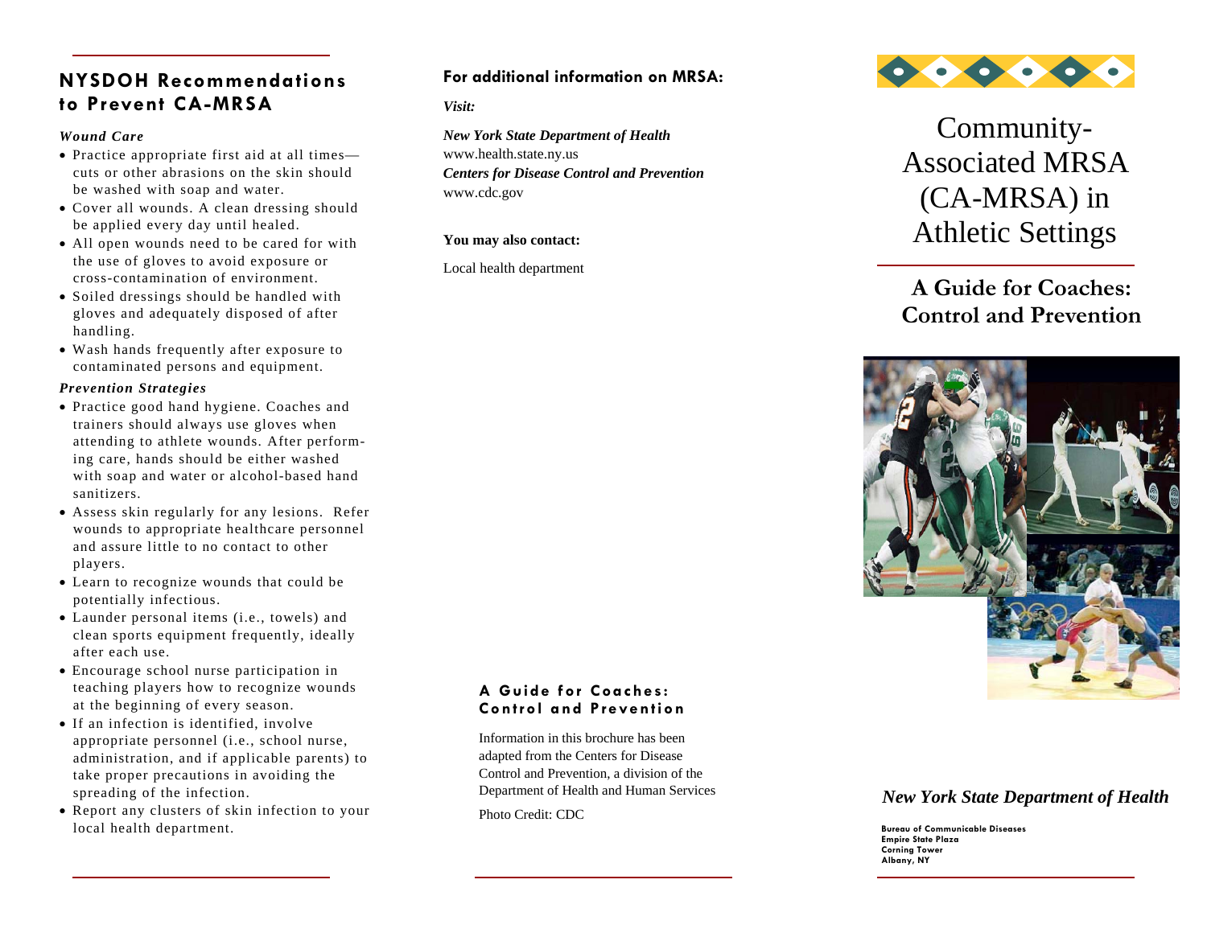## NYSDOH Recommendations to Prevent CA-MRSA

### *Wound Care*

- Practice appropriate first aid at all times—cuts or other abrasions on the skin should be washed with soap and water.
- Cover all wounds. A clean dressing should be applied every day until healed.
- All open wounds need to be cared for with the use of gloves to avoid exposure or cross-contamination of environment.
- Soiled dressings should be handled with gloves and adequately disposed of after handling.
- Wash hands frequently after exposure to contaminated persons and equipment.

### *Prevention Strategies*

- Practice good hand hygiene. Coaches and trainers should always use gloves when attending to athlete wounds. After performing care, hands should be either washed with soap and water or alcohol-based hand sanitizers.
- Assess skin regularly for any lesions. Refer wounds to appropriate healthcare personnel and assure little to no contact to other players.
- Learn to recognize wounds that could be potentially infectious.
- Launder personal items (i.e., towels) and clean sports equipment frequently, ideally after each use.
- Encourage school nurse participation in teaching players how to recognize wounds at the beginning of every season.
- If an infection is identified, involve appropriate personnel (i.e., school nurse, administration, and if applicable parents) to take proper precautions in avoiding the spreading of the infection.
- Report any clusters of skin infection to your local health department.

## For additional information on MRSA:

*Visit:*

***New York State Department of Health***
www.health.state.ny.us
***Centers for Disease Control and Prevention***
www.cdc.gov

**You may also contact:**

Local health department

### A Guide for Coaches: Control and Prevention

Information in this brochure has been adapted from the Centers for Disease Control and Prevention, a division of the Department of Health and Human Services

Photo Credit: CDC

# Community-Associated MRSA (CA-MRSA) in Athletic Settings

## A Guide for Coaches: Control and Prevention

***New York State Department of Health***

**Bureau of Communicable Diseases**
**Empire State Plaza**
**Corning Tower**
**Albany, NY**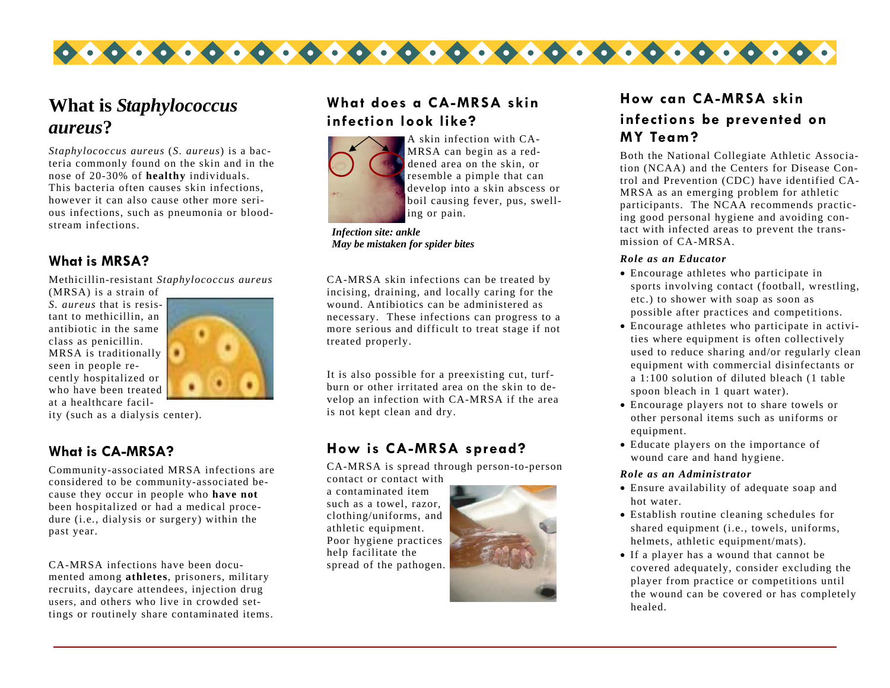## What is *Staphylococcus aureus*?

*Staphylococcus aureus* (*S. aureus*) is a bacteria commonly found on the skin and in the nose of 20-30% of **healthy** individuals. This bacteria often causes skin infections, however it can also cause other more serious infections, such as pneumonia or bloodstream infections.

### What is MRSA?

Methicillin-resistant *Staphylococcus aureus* (MRSA) is a strain of *S. aureus* that is resistant to methicillin, an antibiotic in the same class as penicillin. MRSA is traditionally seen in people recently hospitalized or who have been treated at a healthcare facility (such as a dialysis center).

### What is CA-MRSA?

Community-associated MRSA infections are considered to be community-associated because they occur in people who **have not** been hospitalized or had a medical procedure (i.e., dialysis or surgery) within the past year.

CA-MRSA infections have been documented among **athletes**, prisoners, military recruits, daycare attendees, injection drug users, and others who live in crowded settings or routinely share contaminated items.

## What does a CA-MRSA skin infection look like?

A skin infection with CA-MRSA can begin as a reddened area on the skin, or resemble a pimple that can develop into a skin abscess or boil causing fever, pus, swelling or pain.

***Infection site: ankle***
***May be mistaken for spider bites***

CA-MRSA skin infections can be treated by incising, draining, and locally caring for the wound. Antibiotics can be administered as necessary. These infections can progress to a more serious and difficult to treat stage if not treated properly.

It is also possible for a preexisting cut, turf-burn or other irritated area on the skin to develop an infection with CA-MRSA if the area is not kept clean and dry.

## How is CA-MRSA spread?

CA-MRSA is spread through person-to-person contact or contact with a contaminated item such as a towel, razor, clothing/uniforms, and athletic equipment. Poor hygiene practices help facilitate the spread of the pathogen.

## How can CA-MRSA skin infections be prevented on MY Team?

Both the National Collegiate Athletic Association (NCAA) and the Centers for Disease Control and Prevention (CDC) have identified CA-MRSA as an emerging problem for athletic participants. The NCAA recommends practicing good personal hygiene and avoiding contact with infected areas to prevent the transmission of CA-MRSA.

***Role as an Educator***

- Encourage athletes who participate in sports involving contact (football, wrestling, etc.) to shower with soap as soon as possible after practices and competitions.
- Encourage athletes who participate in activities where equipment is often collectively used to reduce sharing and/or regularly clean equipment with commercial disinfectants or a 1:100 solution of diluted bleach (1 table spoon bleach in 1 quart water).
- Encourage players not to share towels or other personal items such as uniforms or equipment.
- Educate players on the importance of wound care and hand hygiene.

***Role as an Administrator***

- Ensure availability of adequate soap and hot water.
- Establish routine cleaning schedules for shared equipment (i.e., towels, uniforms, helmets, athletic equipment/mats).
- If a player has a wound that cannot be covered adequately, consider excluding the player from practice or competitions until the wound can be covered or has completely healed.